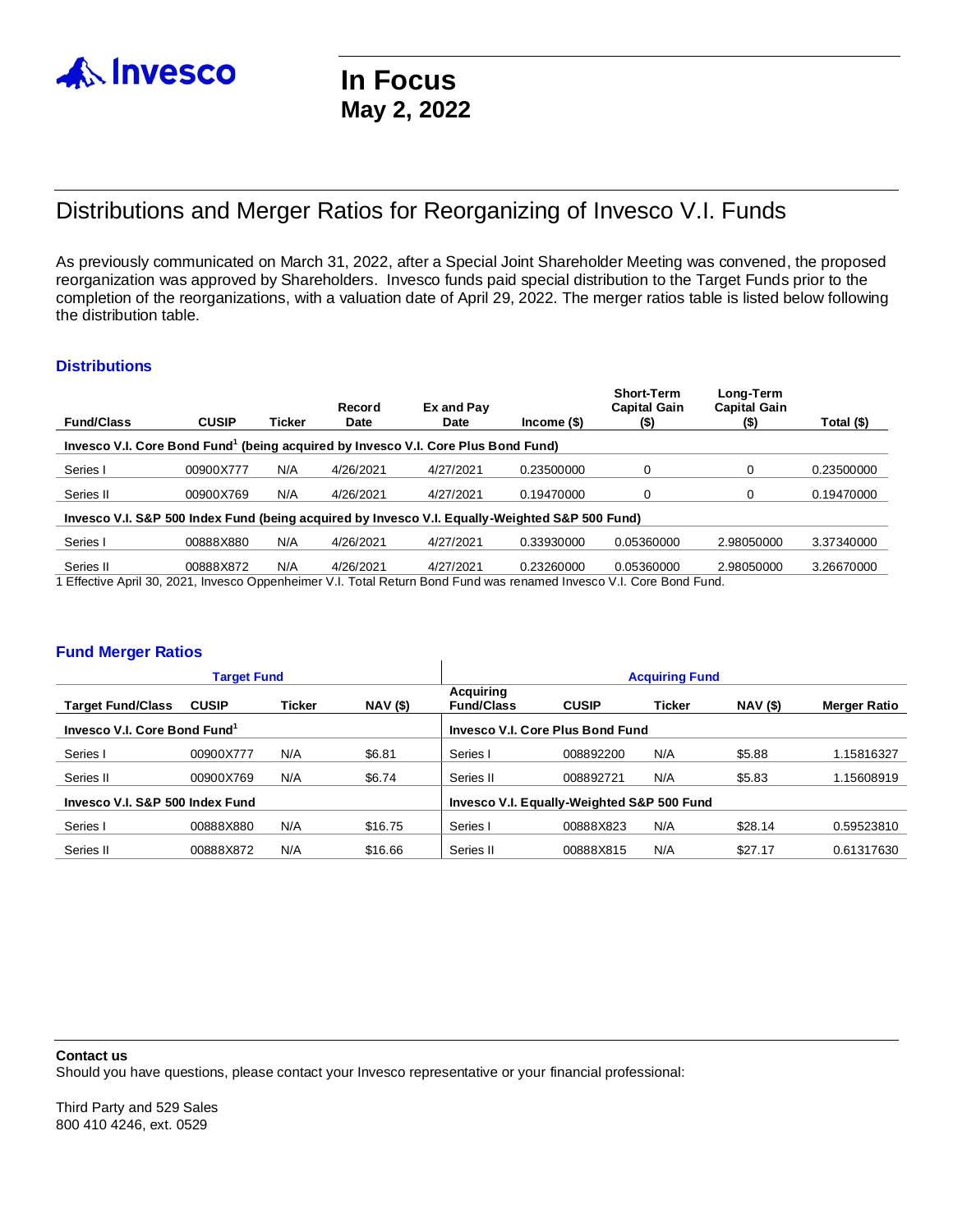# In Focus
## May 2, 2022

# Distributions and Merger Ratios for Reorganizing of Invesco V.I. Funds

As previously communicated on March 31, 2022, after a Special Joint Shareholder Meeting was convened, the proposed reorganization was approved by Shareholders. Invesco funds paid special distribution to the Target Funds prior to the completion of the reorganizations, with a valuation date of April 29, 2022. The merger ratios table is listed below following the distribution table.

### Distributions

| Fund/Class | CUSIP | Ticker | Record Date | Ex and Pay Date | Income ($) | Short-Term Capital Gain ($) | Long-Term Capital Gain ($) | Total ($) |
|---|---|---|---|---|---|---|---|---|
| **Invesco V.I. Core Bond Fund[1] (being acquired by Invesco V.I. Core Plus Bond Fund)** | | | | | | | | |
| Series I | 00900X777 | N/A | 4/26/2021 | 4/27/2021 | 0.23500000 | 0 | 0 | 0.23500000 |
| Series II | 00900X769 | N/A | 4/26/2021 | 4/27/2021 | 0.19470000 | 0 | 0 | 0.19470000 |
| **Invesco V.I. S&P 500 Index Fund (being acquired by Invesco V.I. Equally-Weighted S&P 500 Fund)** | | | | | | | | |
| Series I | 00888X880 | N/A | 4/26/2021 | 4/27/2021 | 0.33930000 | 0.05360000 | 2.98050000 | 3.37340000 |
| Series II | 00888X872 | N/A | 4/26/2021 | 4/27/2021 | 0.23260000 | 0.05360000 | 2.98050000 | 3.26670000 |

1 Effective April 30, 2021, Invesco Oppenheimer V.I. Total Return Bond Fund was renamed Invesco V.I. Core Bond Fund.

### Fund Merger Ratios

| Target Fund | | | | Acquiring Fund | | | | |
|---|---|---|---|---|---|---|---|---|
| **Target Fund/Class** | **CUSIP** | **Ticker** | **NAV ($)** | **Acquiring Fund/Class** | **CUSIP** | **Ticker** | **NAV ($)** | **Merger Ratio** |
| **Invesco V.I. Core Bond Fund[1]** | | | | **Invesco V.I. Core Plus Bond Fund** | | | | |
| Series I | 00900X777 | N/A | $6.81 | Series I | 008892200 | N/A | $5.88 | 1.15816327 |
| Series II | 00900X769 | N/A | $6.74 | Series II | 008892721 | N/A | $5.83 | 1.15608919 |
| **Invesco V.I. S&P 500 Index Fund** | | | | **Invesco V.I. Equally-Weighted S&P 500 Fund** | | | | |
| Series I | 00888X880 | N/A | $16.75 | Series I | 00888X823 | N/A | $28.14 | 0.59523810 |
| Series II | 00888X872 | N/A | $16.66 | Series II | 00888X815 | N/A | $27.17 | 0.61317630 |

**Contact us**

Should you have questions, please contact your Invesco representative or your financial professional:

Third Party and 529 Sales
800 410 4246, ext. 0529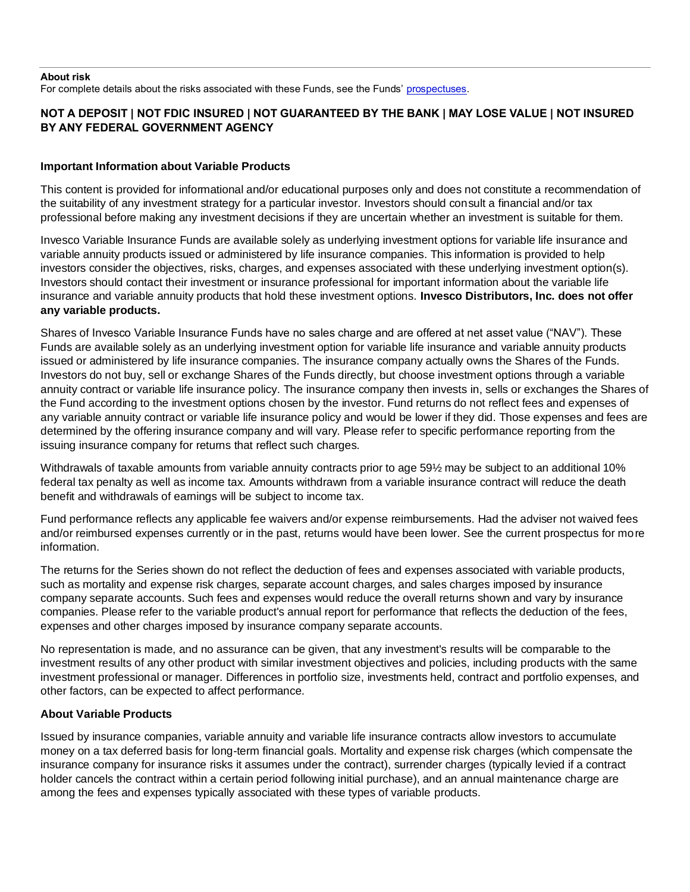**About risk**

For complete details about the risks associated with these Funds, see the Funds' prospectuses.

**NOT A DEPOSIT | NOT FDIC INSURED | NOT GUARANTEED BY THE BANK | MAY LOSE VALUE | NOT INSURED BY ANY FEDERAL GOVERNMENT AGENCY**

**Important Information about Variable Products**

This content is provided for informational and/or educational purposes only and does not constitute a recommendation of the suitability of any investment strategy for a particular investor. Investors should consult a financial and/or tax professional before making any investment decisions if they are uncertain whether an investment is suitable for them.

Invesco Variable Insurance Funds are available solely as underlying investment options for variable life insurance and variable annuity products issued or administered by life insurance companies. This information is provided to help investors consider the objectives, risks, charges, and expenses associated with these underlying investment option(s). Investors should contact their investment or insurance professional for important information about the variable life insurance and variable annuity products that hold these investment options. **Invesco Distributors, Inc. does not offer any variable products.**

Shares of Invesco Variable Insurance Funds have no sales charge and are offered at net asset value ("NAV"). These Funds are available solely as an underlying investment option for variable life insurance and variable annuity products issued or administered by life insurance companies. The insurance company actually owns the Shares of the Funds. Investors do not buy, sell or exchange Shares of the Funds directly, but choose investment options through a variable annuity contract or variable life insurance policy. The insurance company then invests in, sells or exchanges the Shares of the Fund according to the investment options chosen by the investor. Fund returns do not reflect fees and expenses of any variable annuity contract or variable life insurance policy and would be lower if they did. Those expenses and fees are determined by the offering insurance company and will vary. Please refer to specific performance reporting from the issuing insurance company for returns that reflect such charges.

Withdrawals of taxable amounts from variable annuity contracts prior to age 59½ may be subject to an additional 10% federal tax penalty as well as income tax. Amounts withdrawn from a variable insurance contract will reduce the death benefit and withdrawals of earnings will be subject to income tax.

Fund performance reflects any applicable fee waivers and/or expense reimbursements. Had the adviser not waived fees and/or reimbursed expenses currently or in the past, returns would have been lower. See the current prospectus for more information.

The returns for the Series shown do not reflect the deduction of fees and expenses associated with variable products, such as mortality and expense risk charges, separate account charges, and sales charges imposed by insurance company separate accounts. Such fees and expenses would reduce the overall returns shown and vary by insurance companies. Please refer to the variable product's annual report for performance that reflects the deduction of the fees, expenses and other charges imposed by insurance company separate accounts.

No representation is made, and no assurance can be given, that any investment's results will be comparable to the investment results of any other product with similar investment objectives and policies, including products with the same investment professional or manager. Differences in portfolio size, investments held, contract and portfolio expenses, and other factors, can be expected to affect performance.

**About Variable Products**

Issued by insurance companies, variable annuity and variable life insurance contracts allow investors to accumulate money on a tax deferred basis for long-term financial goals. Mortality and expense risk charges (which compensate the insurance company for insurance risks it assumes under the contract), surrender charges (typically levied if a contract holder cancels the contract within a certain period following initial purchase), and an annual maintenance charge are among the fees and expenses typically associated with these types of variable products.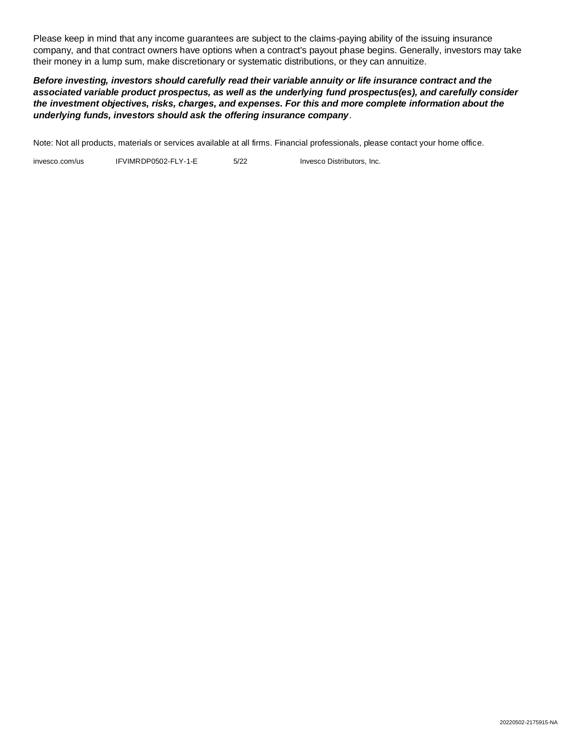Please keep in mind that any income guarantees are subject to the claims-paying ability of the issuing insurance company, and that contract owners have options when a contract's payout phase begins. Generally, investors may take their money in a lump sum, make discretionary or systematic distributions, or they can annuitize.

***Before investing, investors should carefully read their variable annuity or life insurance contract and the associated variable product prospectus, as well as the underlying fund prospectus(es), and carefully consider the investment objectives, risks, charges, and expenses. For this and more complete information about the underlying funds, investors should ask the offering insurance company***.

Note: Not all products, materials or services available at all firms. Financial professionals, please contact your home office.

invesco.com/us    IFVIMRDP0502-FLY-1-E    5/22    Invesco Distributors, Inc.

20220502-2175915-NA